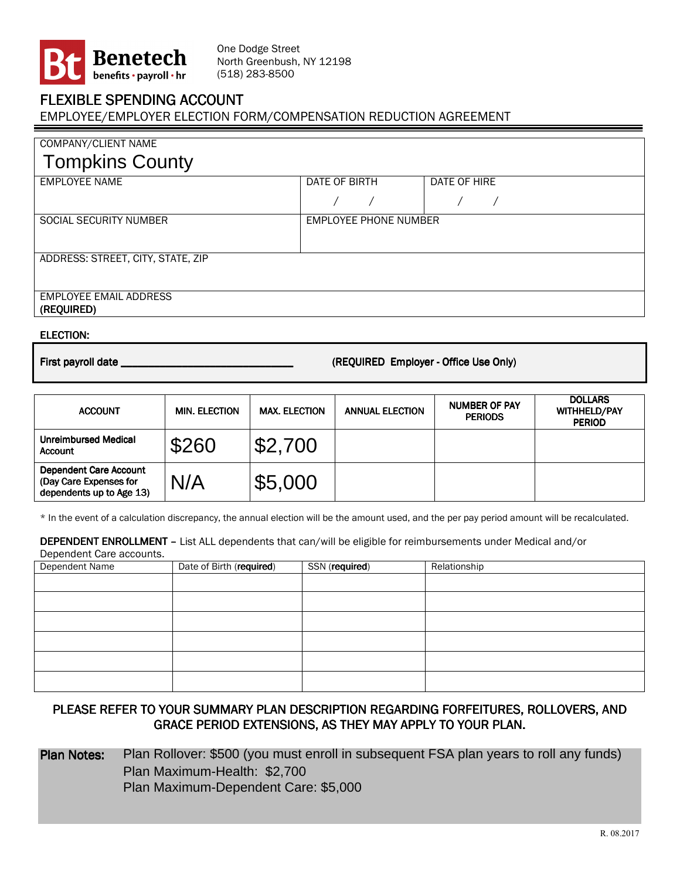**Benetech** benefits • payroll • hr

One Dodge Street
North Greenbush, NY 12198
(518) 283-8500

# FLEXIBLE SPENDING ACCOUNT

## EMPLOYEE/EMPLOYER ELECTION FORM/COMPENSATION REDUCTION AGREEMENT

| COMPANY/CLIENT NAME | | |
|---|---|---|
| Tompkins County | | |
| EMPLOYEE NAME | DATE OF BIRTH / / | DATE OF HIRE / / |
| SOCIAL SECURITY NUMBER | EMPLOYEE PHONE NUMBER | |
| ADDRESS: STREET, CITY, STATE, ZIP | | |
| EMPLOYEE EMAIL ADDRESS **(REQUIRED)** | | |

**ELECTION:**

**First payroll date \_\_\_\_\_\_\_\_\_\_\_\_\_\_\_\_\_\_\_\_\_\_\_\_\_\_\_\_\_\_** **(REQUIRED Employer - Office Use Only)**

| ACCOUNT | MIN. ELECTION | MAX. ELECTION | ANNUAL ELECTION | NUMBER OF PAY PERIODS | DOLLARS WITHHELD/PAY PERIOD |
|---|---|---|---|---|---|
| **Unreimbursed Medical Account** | $260 | $2,700 | | | |
| **Dependent Care Account** (Day Care Expenses for dependents up to Age 13) | N/A | $5,000 | | | |

\* In the event of a calculation discrepancy, the annual election will be the amount used, and the per pay period amount will be recalculated.

**DEPENDENT ENROLLMENT** – List ALL dependents that can/will be eligible for reimbursements under Medical and/or Dependent Care accounts.

| Dependent Name | Date of Birth (**required**) | SSN (**required**) | Relationship |
|---|---|---|---|
| | | | |
| | | | |
| | | | |
| | | | |
| | | | |
| | | | |

PLEASE REFER TO YOUR SUMMARY PLAN DESCRIPTION REGARDING FORFEITURES, ROLLOVERS, AND GRACE PERIOD EXTENSIONS, AS THEY MAY APPLY TO YOUR PLAN.

**Plan Notes:** Plan Rollover: $500 (you must enroll in subsequent FSA plan years to roll any funds)
Plan Maximum-Health: $2,700
Plan Maximum-Dependent Care: $5,000

R. 08.2017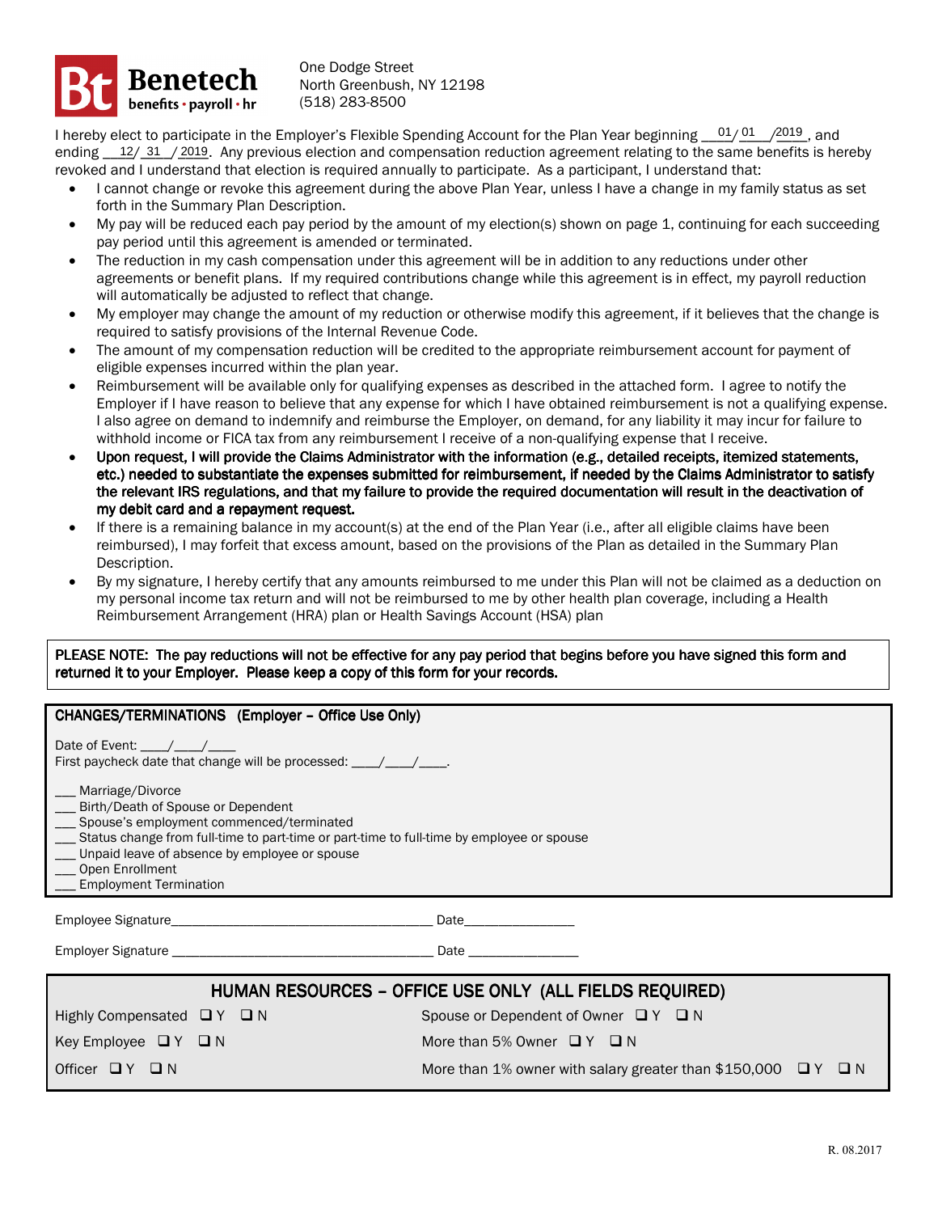**Benetech**
benefits • payroll • hr

One Dodge Street
North Greenbush, NY 12198
(518) 283-8500

I hereby elect to participate in the Employer's Flexible Spending Account for the Plan Year beginning 01/01/2019, and ending 12/31/2019. Any previous election and compensation reduction agreement relating to the same benefits is hereby revoked and I understand that election is required annually to participate. As a participant, I understand that:

- I cannot change or revoke this agreement during the above Plan Year, unless I have a change in my family status as set forth in the Summary Plan Description.
- My pay will be reduced each pay period by the amount of my election(s) shown on page 1, continuing for each succeeding pay period until this agreement is amended or terminated.
- The reduction in my cash compensation under this agreement will be in addition to any reductions under other agreements or benefit plans. If my required contributions change while this agreement is in effect, my payroll reduction will automatically be adjusted to reflect that change.
- My employer may change the amount of my reduction or otherwise modify this agreement, if it believes that the change is required to satisfy provisions of the Internal Revenue Code.
- The amount of my compensation reduction will be credited to the appropriate reimbursement account for payment of eligible expenses incurred within the plan year.
- Reimbursement will be available only for qualifying expenses as described in the attached form. I agree to notify the Employer if I have reason to believe that any expense for which I have obtained reimbursement is not a qualifying expense. I also agree on demand to indemnify and reimburse the Employer, on demand, for any liability it may incur for failure to withhold income or FICA tax from any reimbursement I receive of a non-qualifying expense that I receive.
- **Upon request, I will provide the Claims Administrator with the information (e.g., detailed receipts, itemized statements, etc.) needed to substantiate the expenses submitted for reimbursement, if needed by the Claims Administrator to satisfy the relevant IRS regulations, and that my failure to provide the required documentation will result in the deactivation of my debit card and a repayment request.**
- If there is a remaining balance in my account(s) at the end of the Plan Year (i.e., after all eligible claims have been reimbursed), I may forfeit that excess amount, based on the provisions of the Plan as detailed in the Summary Plan Description.
- By my signature, I hereby certify that any amounts reimbursed to me under this Plan will not be claimed as a deduction on my personal income tax return and will not be reimbursed to me by other health plan coverage, including a Health Reimbursement Arrangement (HRA) plan or Health Savings Account (HSA) plan

**PLEASE NOTE: The pay reductions will not be effective for any pay period that begins before you have signed this form and returned it to your Employer. Please keep a copy of this form for your records.**

**CHANGES/TERMINATIONS (Employer – Office Use Only)**

Date of Event: ____/____/____
First paycheck date that change will be processed: ____/____/____.

___ Marriage/Divorce
___ Birth/Death of Spouse or Dependent
___ Spouse's employment commenced/terminated
___ Status change from full-time to part-time or part-time to full-time by employee or spouse
___ Unpaid leave of absence by employee or spouse
___ Open Enrollment
___ Employment Termination

Employee Signature____________________________________ Date________________

Employer Signature ____________________________________ Date ________________

**HUMAN RESOURCES – OFFICE USE ONLY (ALL FIELDS REQUIRED)**

| | |
|---|---|
| Highly Compensated ❑ Y ❑ N | Spouse or Dependent of Owner ❑ Y ❑ N |
| Key Employee ❑ Y ❑ N | More than 5% Owner ❑ Y ❑ N |
| Officer ❑ Y ❑ N | More than 1% owner with salary greater than $150,000 ❑ Y ❑ N |

R. 08.2017